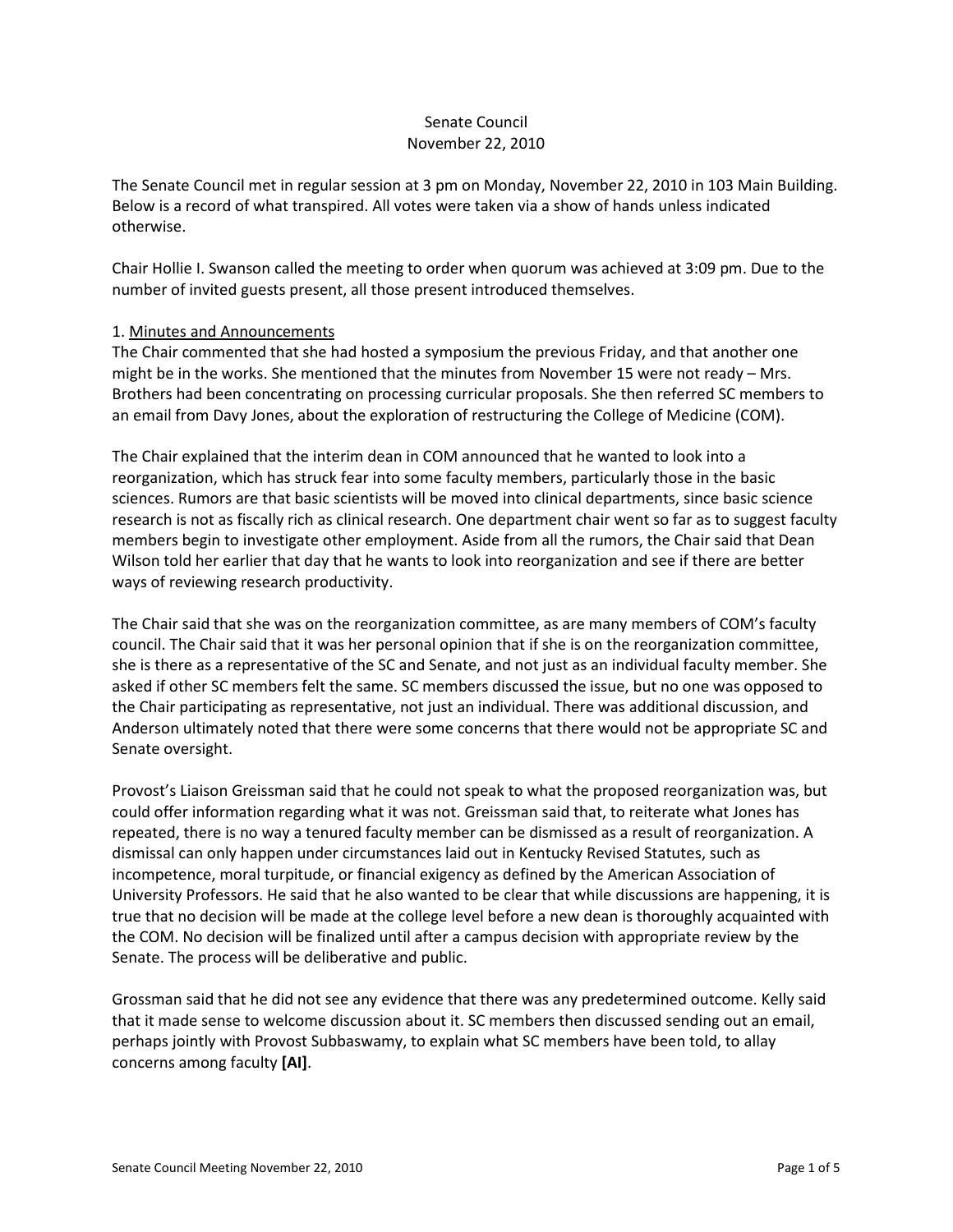# Senate Council
## November 22, 2010

The Senate Council met in regular session at 3 pm on Monday, November 22, 2010 in 103 Main Building. Below is a record of what transpired. All votes were taken via a show of hands unless indicated otherwise.

Chair Hollie I. Swanson called the meeting to order when quorum was achieved at 3:09 pm. Due to the number of invited guests present, all those present introduced themselves.

### 1. Minutes and Announcements

The Chair commented that she had hosted a symposium the previous Friday, and that another one might be in the works. She mentioned that the minutes from November 15 were not ready – Mrs. Brothers had been concentrating on processing curricular proposals. She then referred SC members to an email from Davy Jones, about the exploration of restructuring the College of Medicine (COM).

The Chair explained that the interim dean in COM announced that he wanted to look into a reorganization, which has struck fear into some faculty members, particularly those in the basic sciences. Rumors are that basic scientists will be moved into clinical departments, since basic science research is not as fiscally rich as clinical research. One department chair went so far as to suggest faculty members begin to investigate other employment. Aside from all the rumors, the Chair said that Dean Wilson told her earlier that day that he wants to look into reorganization and see if there are better ways of reviewing research productivity.

The Chair said that she was on the reorganization committee, as are many members of COM's faculty council. The Chair said that it was her personal opinion that if she is on the reorganization committee, she is there as a representative of the SC and Senate, and not just as an individual faculty member. She asked if other SC members felt the same. SC members discussed the issue, but no one was opposed to the Chair participating as representative, not just an individual. There was additional discussion, and Anderson ultimately noted that there were some concerns that there would not be appropriate SC and Senate oversight.

Provost's Liaison Greissman said that he could not speak to what the proposed reorganization was, but could offer information regarding what it was not. Greissman said that, to reiterate what Jones has repeated, there is no way a tenured faculty member can be dismissed as a result of reorganization. A dismissal can only happen under circumstances laid out in Kentucky Revised Statutes, such as incompetence, moral turpitude, or financial exigency as defined by the American Association of University Professors. He said that he also wanted to be clear that while discussions are happening, it is true that no decision will be made at the college level before a new dean is thoroughly acquainted with the COM. No decision will be finalized until after a campus decision with appropriate review by the Senate. The process will be deliberative and public.

Grossman said that he did not see any evidence that there was any predetermined outcome. Kelly said that it made sense to welcome discussion about it. SC members then discussed sending out an email, perhaps jointly with Provost Subbaswamy, to explain what SC members have been told, to allay concerns among faculty **[AI]**.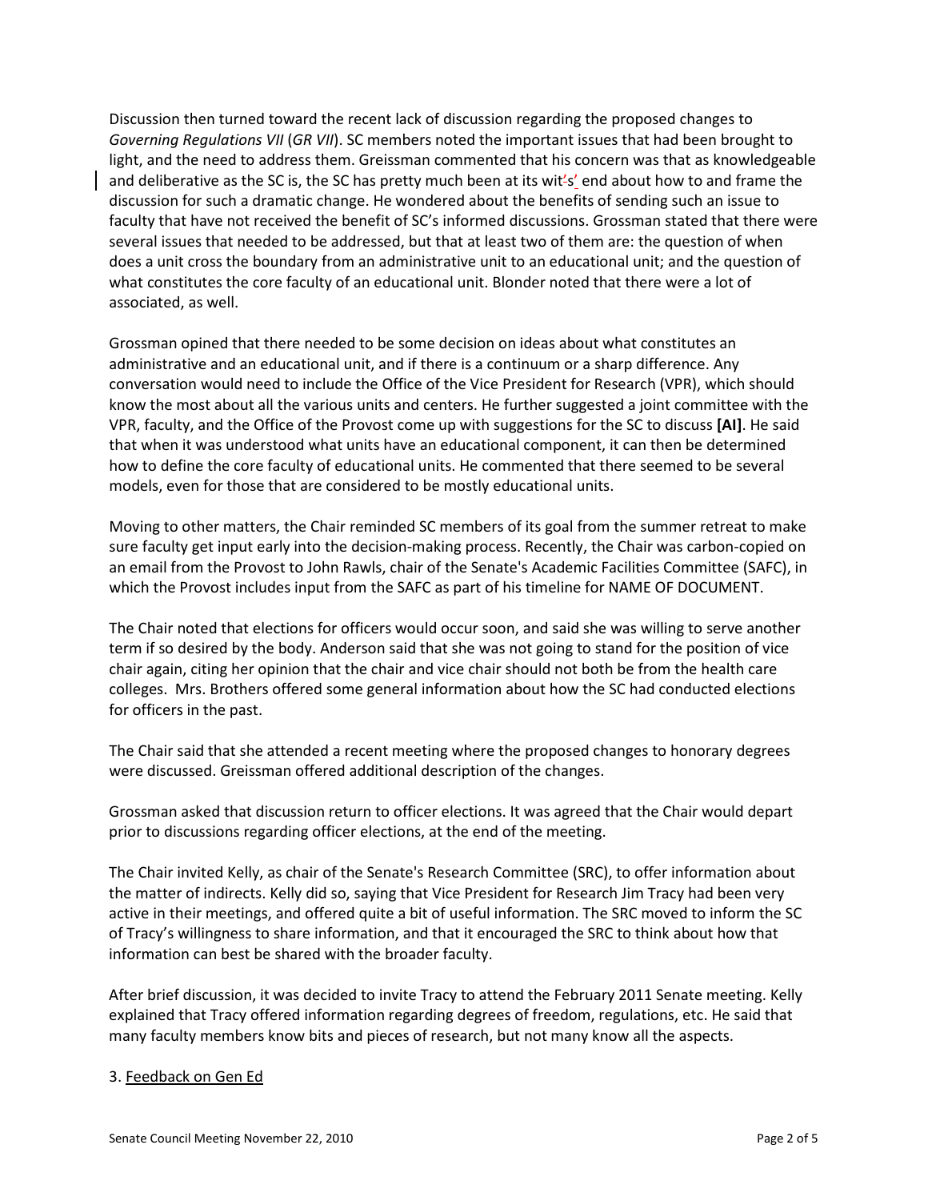Discussion then turned toward the recent lack of discussion regarding the proposed changes to *Governing Regulations VII* (*GR VII*). SC members noted the important issues that had been brought to light, and the need to address them. Greissman commented that his concern was that as knowledgeable and deliberative as the SC is, the SC has pretty much been at its wits' end about how to and frame the discussion for such a dramatic change. He wondered about the benefits of sending such an issue to faculty that have not received the benefit of SC's informed discussions. Grossman stated that there were several issues that needed to be addressed, but that at least two of them are: the question of when does a unit cross the boundary from an administrative unit to an educational unit; and the question of what constitutes the core faculty of an educational unit. Blonder noted that there were a lot of associated, as well.

Grossman opined that there needed to be some decision on ideas about what constitutes an administrative and an educational unit, and if there is a continuum or a sharp difference. Any conversation would need to include the Office of the Vice President for Research (VPR), which should know the most about all the various units and centers. He further suggested a joint committee with the VPR, faculty, and the Office of the Provost come up with suggestions for the SC to discuss **[AI]**. He said that when it was understood what units have an educational component, it can then be determined how to define the core faculty of educational units. He commented that there seemed to be several models, even for those that are considered to be mostly educational units.

Moving to other matters, the Chair reminded SC members of its goal from the summer retreat to make sure faculty get input early into the decision-making process. Recently, the Chair was carbon-copied on an email from the Provost to John Rawls, chair of the Senate's Academic Facilities Committee (SAFC), in which the Provost includes input from the SAFC as part of his timeline for NAME OF DOCUMENT.

The Chair noted that elections for officers would occur soon, and said she was willing to serve another term if so desired by the body. Anderson said that she was not going to stand for the position of vice chair again, citing her opinion that the chair and vice chair should not both be from the health care colleges. Mrs. Brothers offered some general information about how the SC had conducted elections for officers in the past.

The Chair said that she attended a recent meeting where the proposed changes to honorary degrees were discussed. Greissman offered additional description of the changes.

Grossman asked that discussion return to officer elections. It was agreed that the Chair would depart prior to discussions regarding officer elections, at the end of the meeting.

The Chair invited Kelly, as chair of the Senate's Research Committee (SRC), to offer information about the matter of indirects. Kelly did so, saying that Vice President for Research Jim Tracy had been very active in their meetings, and offered quite a bit of useful information. The SRC moved to inform the SC of Tracy's willingness to share information, and that it encouraged the SRC to think about how that information can best be shared with the broader faculty.

After brief discussion, it was decided to invite Tracy to attend the February 2011 Senate meeting. Kelly explained that Tracy offered information regarding degrees of freedom, regulations, etc. He said that many faculty members know bits and pieces of research, but not many know all the aspects.

3. Feedback on Gen Ed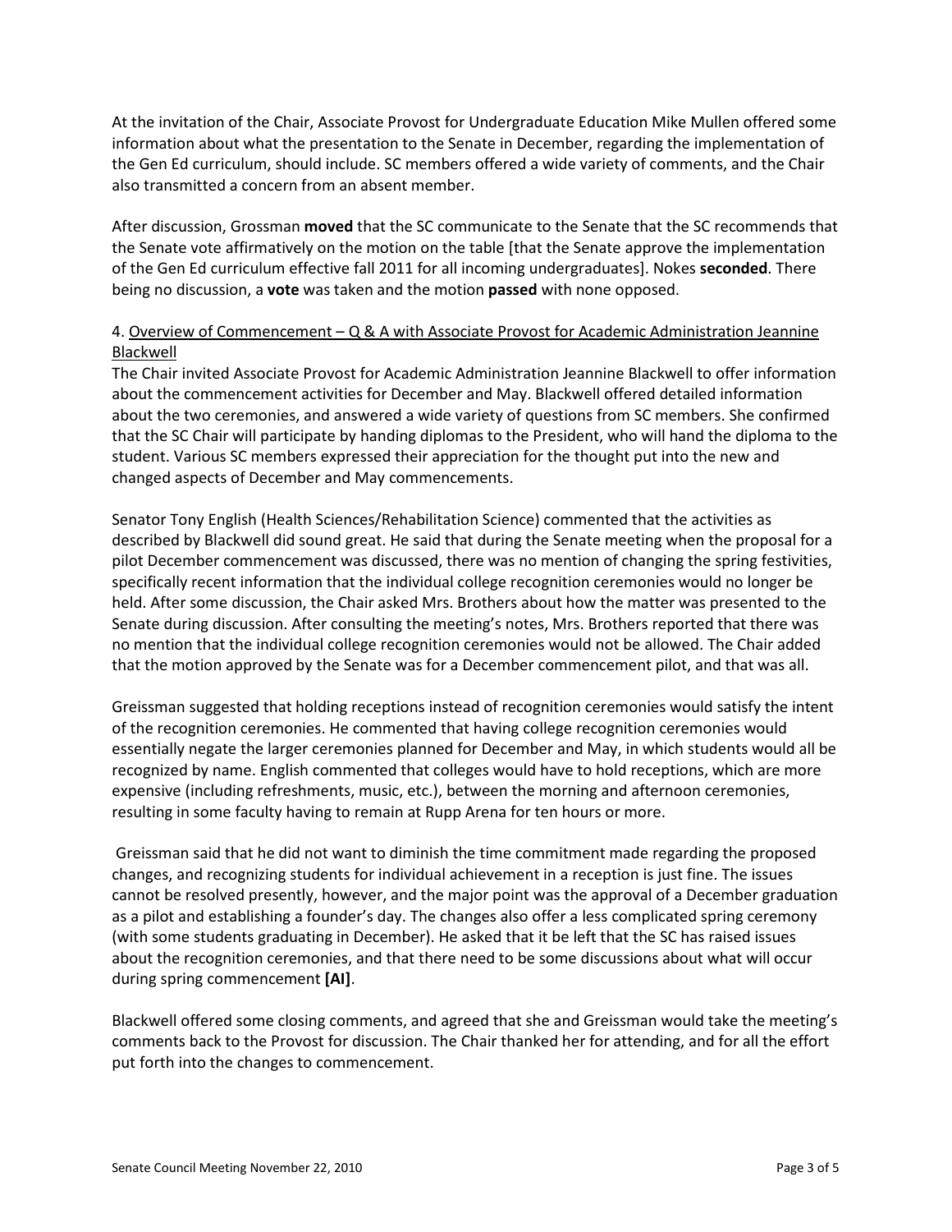At the invitation of the Chair, Associate Provost for Undergraduate Education Mike Mullen offered some information about what the presentation to the Senate in December, regarding the implementation of the Gen Ed curriculum, should include. SC members offered a wide variety of comments, and the Chair also transmitted a concern from an absent member.

After discussion, Grossman **moved** that the SC communicate to the Senate that the SC recommends that the Senate vote affirmatively on the motion on the table [that the Senate approve the implementation of the Gen Ed curriculum effective fall 2011 for all incoming undergraduates]. Nokes **seconded**. There being no discussion, a **vote** was taken and the motion **passed** with none opposed.

4. <u>Overview of Commencement – Q & A with Associate Provost for Academic Administration Jeannine Blackwell</u>

The Chair invited Associate Provost for Academic Administration Jeannine Blackwell to offer information about the commencement activities for December and May. Blackwell offered detailed information about the two ceremonies, and answered a wide variety of questions from SC members. She confirmed that the SC Chair will participate by handing diplomas to the President, who will hand the diploma to the student. Various SC members expressed their appreciation for the thought put into the new and changed aspects of December and May commencements.

Senator Tony English (Health Sciences/Rehabilitation Science) commented that the activities as described by Blackwell did sound great. He said that during the Senate meeting when the proposal for a pilot December commencement was discussed, there was no mention of changing the spring festivities, specifically recent information that the individual college recognition ceremonies would no longer be held. After some discussion, the Chair asked Mrs. Brothers about how the matter was presented to the Senate during discussion. After consulting the meeting's notes, Mrs. Brothers reported that there was no mention that the individual college recognition ceremonies would not be allowed. The Chair added that the motion approved by the Senate was for a December commencement pilot, and that was all.

Greissman suggested that holding receptions instead of recognition ceremonies would satisfy the intent of the recognition ceremonies. He commented that having college recognition ceremonies would essentially negate the larger ceremonies planned for December and May, in which students would all be recognized by name. English commented that colleges would have to hold receptions, which are more expensive (including refreshments, music, etc.), between the morning and afternoon ceremonies, resulting in some faculty having to remain at Rupp Arena for ten hours or more.

Greissman said that he did not want to diminish the time commitment made regarding the proposed changes, and recognizing students for individual achievement in a reception is just fine. The issues cannot be resolved presently, however, and the major point was the approval of a December graduation as a pilot and establishing a founder's day. The changes also offer a less complicated spring ceremony (with some students graduating in December). He asked that it be left that the SC has raised issues about the recognition ceremonies, and that there need to be some discussions about what will occur during spring commencement **[AI]**.

Blackwell offered some closing comments, and agreed that she and Greissman would take the meeting's comments back to the Provost for discussion. The Chair thanked her for attending, and for all the effort put forth into the changes to commencement.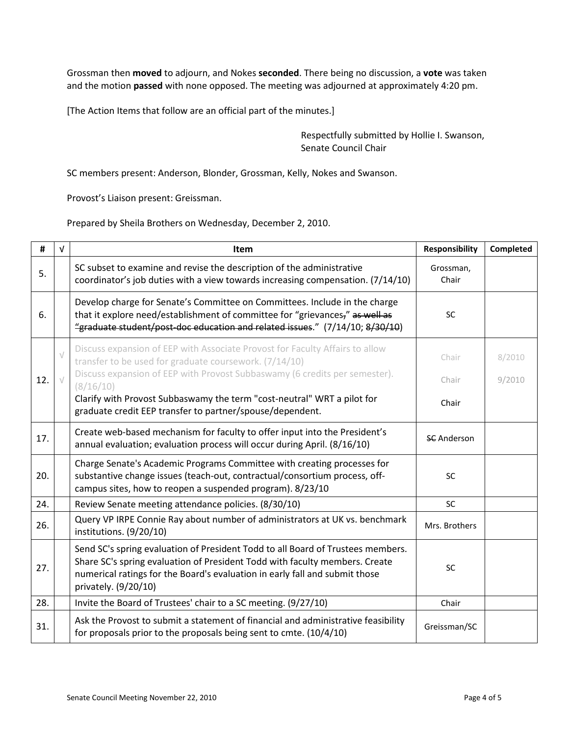Grossman then **moved** to adjourn, and Nokes **seconded**. There being no discussion, a **vote** was taken and the motion **passed** with none opposed. The meeting was adjourned at approximately 4:20 pm.

[The Action Items that follow are an official part of the minutes.]

Respectfully submitted by Hollie I. Swanson,
Senate Council Chair

SC members present: Anderson, Blonder, Grossman, Kelly, Nokes and Swanson.

Provost's Liaison present: Greissman.

Prepared by Sheila Brothers on Wednesday, December 2, 2010.

| # | √ | Item | Responsibility | Completed |
|---|---|---|---|---|
| 5. | | SC subset to examine and revise the description of the administrative coordinator's job duties with a view towards increasing compensation. (7/14/10) | Grossman, Chair | |
| 6. | | Develop charge for Senate's Committee on Committees. Include in the charge that it explore need/establishment of committee for "grievances~~,~~" ~~as well as "graduate student/post-doc education and related issues~~." (7/14/10; ~~8/30/10~~) | SC | |
| 12. | √<br>√ | Discuss expansion of EEP with Associate Provost for Faculty Affairs to allow transfer to be used for graduate coursework. (7/14/10)<br>Discuss expansion of EEP with Provost Subbaswamy (6 credits per semester). (8/16/10)<br>Clarify with Provost Subbaswamy the term "cost-neutral" WRT a pilot for graduate credit EEP transfer to partner/spouse/dependent. | Chair<br>Chair<br>Chair | 8/2010<br>9/2010 |
| 17. | | Create web-based mechanism for faculty to offer input into the President's annual evaluation; evaluation process will occur during April. (8/16/10) | ~~SC~~ Anderson | |
| 20. | | Charge Senate's Academic Programs Committee with creating processes for substantive change issues (teach-out, contractual/consortium process, off-campus sites, how to reopen a suspended program). 8/23/10 | SC | |
| 24. | | Review Senate meeting attendance policies. (8/30/10) | SC | |
| 26. | | Query VP IRPE Connie Ray about number of administrators at UK vs. benchmark institutions. (9/20/10) | Mrs. Brothers | |
| 27. | | Send SC's spring evaluation of President Todd to all Board of Trustees members. Share SC's spring evaluation of President Todd with faculty members. Create numerical ratings for the Board's evaluation in early fall and submit those privately. (9/20/10) | SC | |
| 28. | | Invite the Board of Trustees' chair to a SC meeting. (9/27/10) | Chair | |
| 31. | | Ask the Provost to submit a statement of financial and administrative feasibility for proposals prior to the proposals being sent to cmte. (10/4/10) | Greissman/SC | |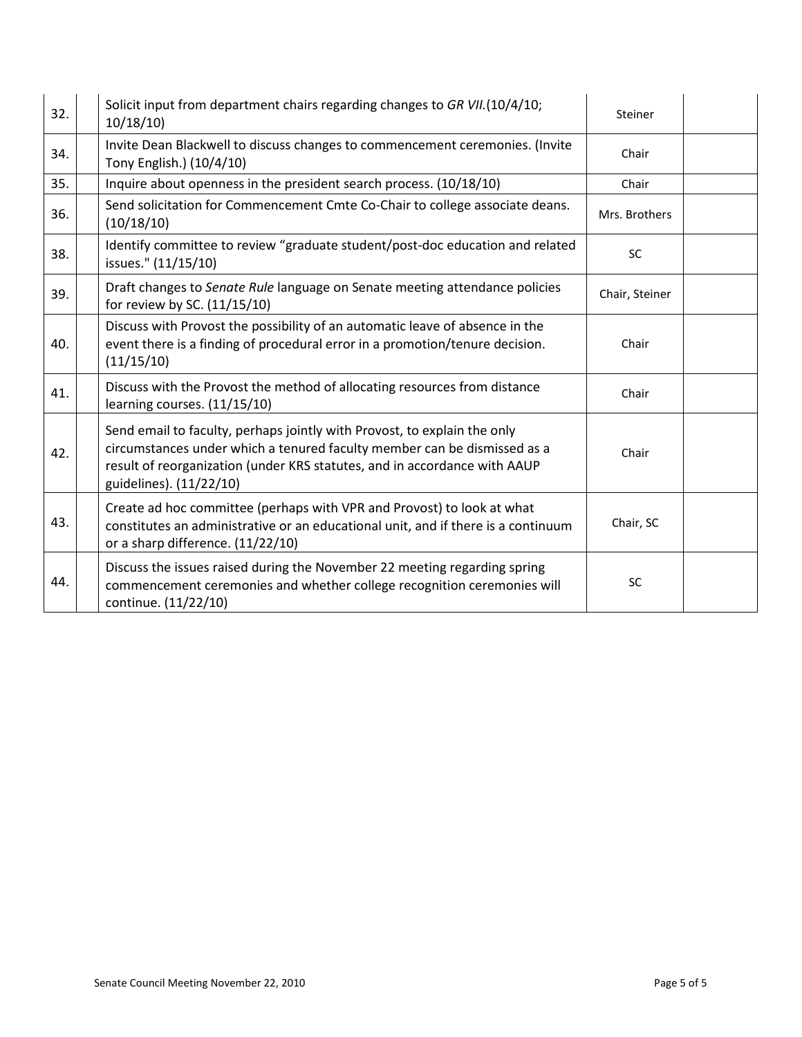| | | | | |
|---|---|---|---|---|
| 32. | | Solicit input from department chairs regarding changes to *GR VII.*(10/4/10; 10/18/10) | Steiner | |
| 34. | | Invite Dean Blackwell to discuss changes to commencement ceremonies. (Invite Tony English.) (10/4/10) | Chair | |
| 35. | | Inquire about openness in the president search process. (10/18/10) | Chair | |
| 36. | | Send solicitation for Commencement Cmte Co-Chair to college associate deans. (10/18/10) | Mrs. Brothers | |
| 38. | | Identify committee to review “graduate student/post-doc education and related issues." (11/15/10) | SC | |
| 39. | | Draft changes to *Senate Rule* language on Senate meeting attendance policies for review by SC. (11/15/10) | Chair, Steiner | |
| 40. | | Discuss with Provost the possibility of an automatic leave of absence in the event there is a finding of procedural error in a promotion/tenure decision. (11/15/10) | Chair | |
| 41. | | Discuss with the Provost the method of allocating resources from distance learning courses. (11/15/10) | Chair | |
| 42. | | Send email to faculty, perhaps jointly with Provost, to explain the only circumstances under which a tenured faculty member can be dismissed as a result of reorganization (under KRS statutes, and in accordance with AAUP guidelines). (11/22/10) | Chair | |
| 43. | | Create ad hoc committee (perhaps with VPR and Provost) to look at what constitutes an administrative or an educational unit, and if there is a continuum or a sharp difference. (11/22/10) | Chair, SC | |
| 44. | | Discuss the issues raised during the November 22 meeting regarding spring commencement ceremonies and whether college recognition ceremonies will continue. (11/22/10) | SC | |